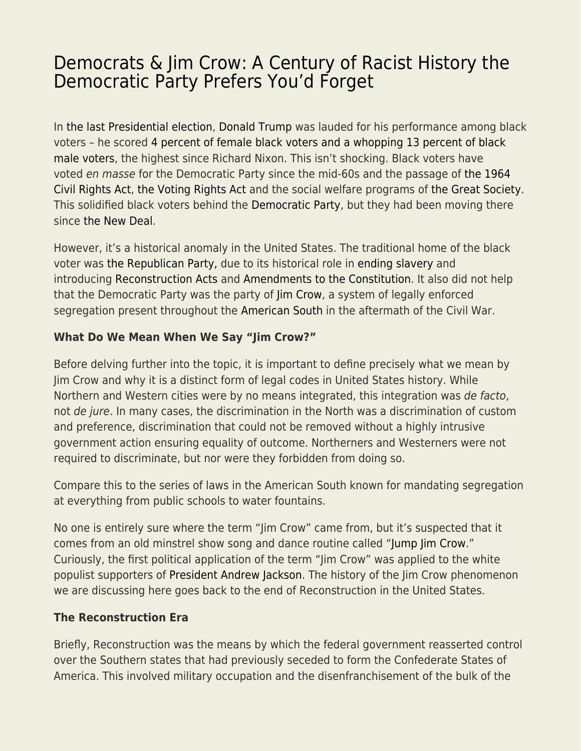# Democrats & Jim Crow: A Century of Racist History the Democratic Party Prefers You'd Forget

In the last Presidential election, Donald Trump was lauded for his performance among black voters – he scored 4 percent of female black voters and a whopping 13 percent of black male voters, the highest since Richard Nixon. This isn't shocking. Black voters have voted *en masse* for the Democratic Party since the mid-60s and the passage of the 1964 Civil Rights Act, the Voting Rights Act and the social welfare programs of the Great Society. This solidified black voters behind the Democratic Party, but they had been moving there since the New Deal.

However, it's a historical anomaly in the United States. The traditional home of the black voter was the Republican Party, due to its historical role in ending slavery and introducing Reconstruction Acts and Amendments to the Constitution. It also did not help that the Democratic Party was the party of Jim Crow, a system of legally enforced segregation present throughout the American South in the aftermath of the Civil War.

**What Do We Mean When We Say "Jim Crow?"**

Before delving further into the topic, it is important to define precisely what we mean by Jim Crow and why it is a distinct form of legal codes in United States history. While Northern and Western cities were by no means integrated, this integration was *de facto*, not *de jure*. In many cases, the discrimination in the North was a discrimination of custom and preference, discrimination that could not be removed without a highly intrusive government action ensuring equality of outcome. Northerners and Westerners were not required to discriminate, but nor were they forbidden from doing so.

Compare this to the series of laws in the American South known for mandating segregation at everything from public schools to water fountains.

No one is entirely sure where the term "Jim Crow" came from, but it's suspected that it comes from an old minstrel show song and dance routine called "Jump Jim Crow." Curiously, the first political application of the term "Jim Crow" was applied to the white populist supporters of President Andrew Jackson. The history of the Jim Crow phenomenon we are discussing here goes back to the end of Reconstruction in the United States.

**The Reconstruction Era**

Briefly, Reconstruction was the means by which the federal government reasserted control over the Southern states that had previously seceded to form the Confederate States of America. This involved military occupation and the disenfranchisement of the bulk of the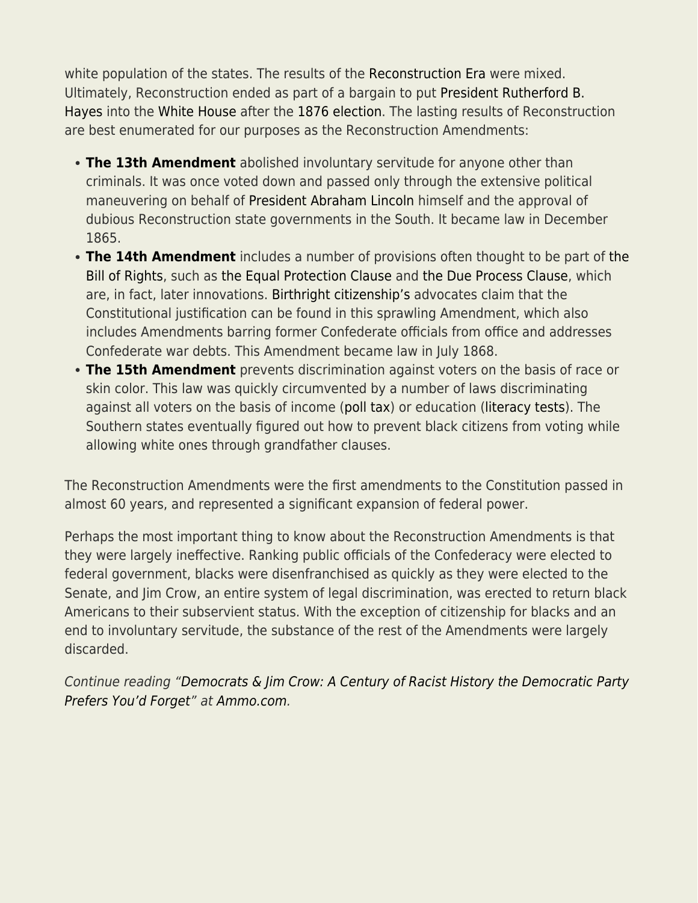white population of the states. The results of the Reconstruction Era were mixed. Ultimately, Reconstruction ended as part of a bargain to put President Rutherford B. Hayes into the White House after the 1876 election. The lasting results of Reconstruction are best enumerated for our purposes as the Reconstruction Amendments:

- **The 13th Amendment** abolished involuntary servitude for anyone other than criminals. It was once voted down and passed only through the extensive political maneuvering on behalf of President Abraham Lincoln himself and the approval of dubious Reconstruction state governments in the South. It became law in December 1865.
- **The 14th Amendment** includes a number of provisions often thought to be part of the Bill of Rights, such as the Equal Protection Clause and the Due Process Clause, which are, in fact, later innovations. Birthright citizenship's advocates claim that the Constitutional justification can be found in this sprawling Amendment, which also includes Amendments barring former Confederate officials from office and addresses Confederate war debts. This Amendment became law in July 1868.
- **The 15th Amendment** prevents discrimination against voters on the basis of race or skin color. This law was quickly circumvented by a number of laws discriminating against all voters on the basis of income (poll tax) or education (literacy tests). The Southern states eventually figured out how to prevent black citizens from voting while allowing white ones through grandfather clauses.

The Reconstruction Amendments were the first amendments to the Constitution passed in almost 60 years, and represented a significant expansion of federal power.

Perhaps the most important thing to know about the Reconstruction Amendments is that they were largely ineffective. Ranking public officials of the Confederacy were elected to federal government, blacks were disenfranchised as quickly as they were elected to the Senate, and Jim Crow, an entire system of legal discrimination, was erected to return black Americans to their subservient status. With the exception of citizenship for blacks and an end to involuntary servitude, the substance of the rest of the Amendments were largely discarded.

*Continue reading "Democrats & Jim Crow: A Century of Racist History the Democratic Party Prefers You'd Forget" at Ammo.com.*